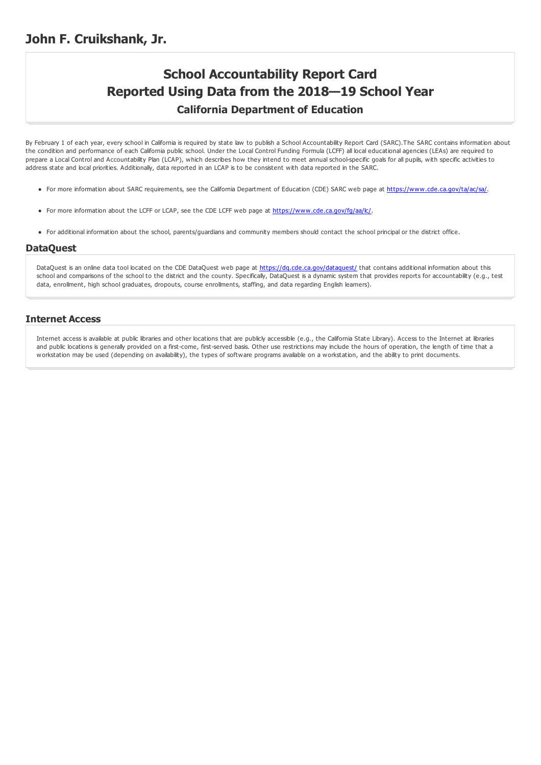# John F. Cruikshank, Jr.

## School Accountability Report Card
## Reported Using Data from the 2018—19 School Year
### California Department of Education

By February 1 of each year, every school in California is required by state law to publish a School Accountability Report Card (SARC).The SARC contains information about the condition and performance of each California public school. Under the Local Control Funding Formula (LCFF) all local educational agencies (LEAs) are required to prepare a Local Control and Accountability Plan (LCAP), which describes how they intend to meet annual school-specific goals for all pupils, with specific activities to address state and local priorities. Additionally, data reported in an LCAP is to be consistent with data reported in the SARC.

- For more information about SARC requirements, see the California Department of Education (CDE) SARC web page at https://www.cde.ca.gov/ta/ac/sa/.
- For more information about the LCFF or LCAP, see the CDE LCFF web page at https://www.cde.ca.gov/fg/aa/lc/.
- For additional information about the school, parents/guardians and community members should contact the school principal or the district office.

## DataQuest

DataQuest is an online data tool located on the CDE DataQuest web page at https://dq.cde.ca.gov/dataquest/ that contains additional information about this school and comparisons of the school to the district and the county. Specifically, DataQuest is a dynamic system that provides reports for accountability (e.g., test data, enrollment, high school graduates, dropouts, course enrollments, staffing, and data regarding English learners).

## Internet Access

Internet access is available at public libraries and other locations that are publicly accessible (e.g., the California State Library). Access to the Internet at libraries and public locations is generally provided on a first-come, first-served basis. Other use restrictions may include the hours of operation, the length of time that a workstation may be used (depending on availability), the types of software programs available on a workstation, and the ability to print documents.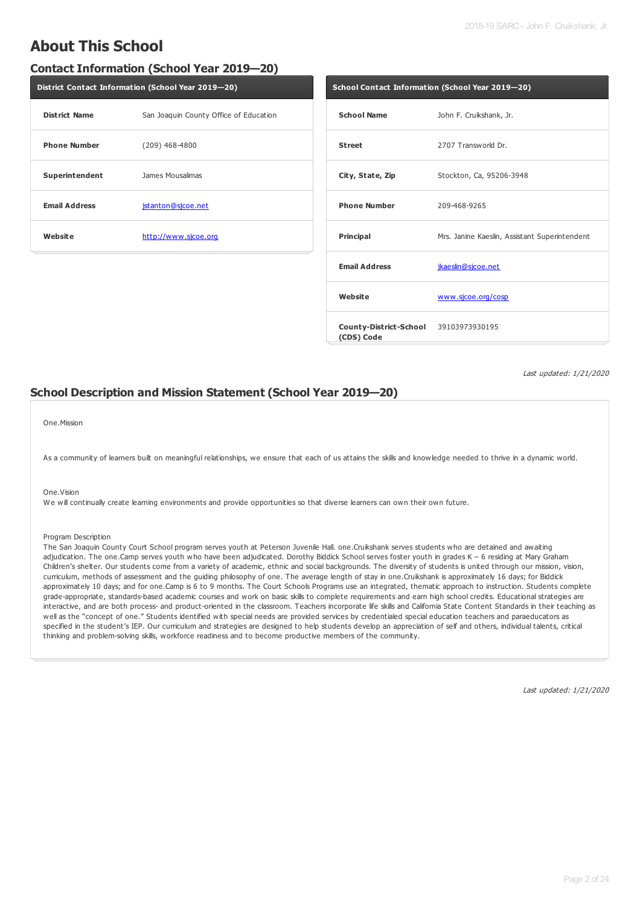# About This School

## Contact Information (School Year 2019—20)

| District Contact Information (School Year 2019—20) | |
|---|---|
| **District Name** | San Joaquin County Office of Education |
| **Phone Number** | (209) 468-4800 |
| **Superintendent** | James Mousalimas |
| **Email Address** | jstanton@sjcoe.net |
| **Website** | http://www.sjcoe.org |

| School Contact Information (School Year 2019—20) | |
|---|---|
| **School Name** | John F. Cruikshank, Jr. |
| **Street** | 2707 Transworld Dr. |
| **City, State, Zip** | Stockton, Ca, 95206-3948 |
| **Phone Number** | 209-468-9265 |
| **Principal** | Mrs. Janine Kaeslin, Assistant Superintendent |
| **Email Address** | jkaeslin@sjcoe.net |
| **Website** | www.sjcoe.org/cosp |
| **County-District-School (CDS) Code** | 39103973930195 |

*Last updated: 1/21/2020*

## School Description and Mission Statement (School Year 2019—20)

One.Mission

As a community of learners built on meaningful relationships, we ensure that each of us attains the skills and knowledge needed to thrive in a dynamic world.

One.Vision
We will continually create learning environments and provide opportunities so that diverse learners can own their own future.

Program Description
The San Joaquin County Court School program serves youth at Peterson Juvenile Hall. one.Cruikshank serves students who are detained and awaiting adjudication. The one.Camp serves youth who have been adjudicated. Dorothy Biddick School serves foster youth in grades K – 6 residing at Mary Graham Children's shelter. Our students come from a variety of academic, ethnic and social backgrounds. The diversity of students is united through our mission, vision, curriculum, methods of assessment and the guiding philosophy of one. The average length of stay in one.Cruikshank is approximately 16 days; for Biddick approximately 10 days; and for one.Camp is 6 to 9 months. The Court Schools Programs use an integrated, thematic approach to instruction. Students complete grade-appropriate, standards-based academic courses and work on basic skills to complete requirements and earn high school credits. Educational strategies are interactive, and are both process- and product-oriented in the classroom. Teachers incorporate life skills and California State Content Standards in their teaching as well as the "concept of one." Students identified with special needs are provided services by credentialed special education teachers and paraeducators as specified in the student's IEP. Our curriculum and strategies are designed to help students develop an appreciation of self and others, individual talents, critical thinking and problem-solving skills, workforce readiness and to become productive members of the community.

*Last updated: 1/21/2020*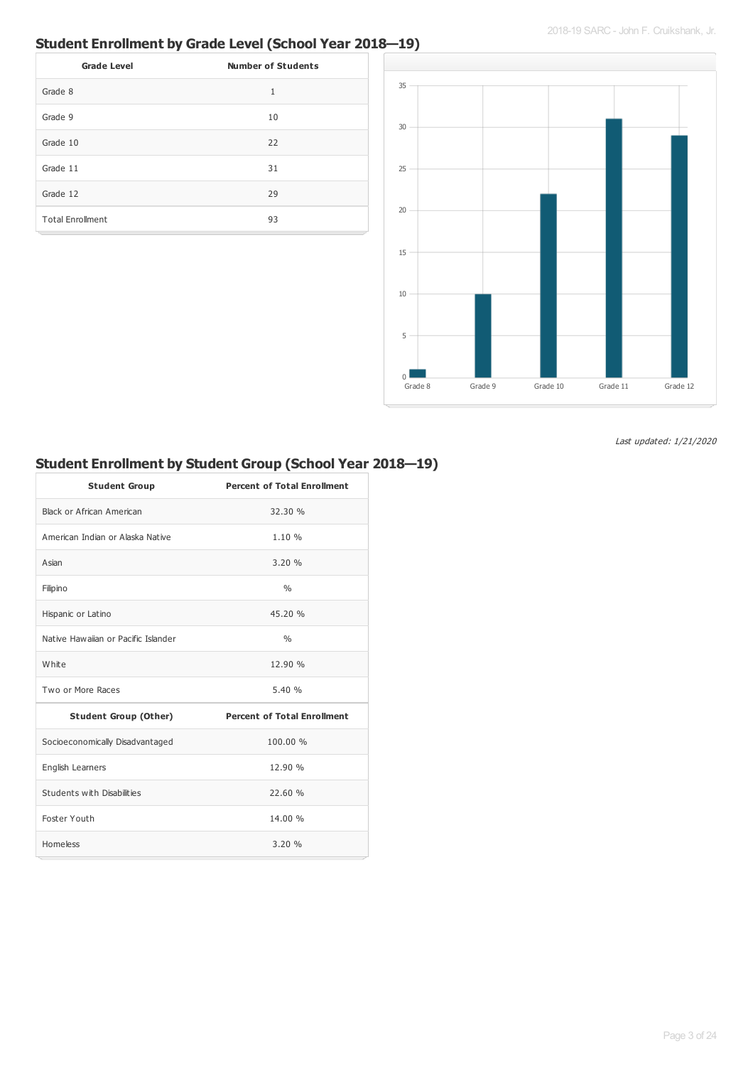## Student Enrollment by Grade Level (School Year 2018—19)

| Grade Level | Number of Students |
|---|---|
| Grade 8 | 1 |
| Grade 9 | 10 |
| Grade 10 | 22 |
| Grade 11 | 31 |
| Grade 12 | 29 |
| Total Enrollment | 93 |

*Last updated: 1/21/2020*

## Student Enrollment by Student Group (School Year 2018—19)

| Student Group | Percent of Total Enrollment |
|---|---|
| Black or African American | 32.30 % |
| American Indian or Alaska Native | 1.10 % |
| Asian | 3.20 % |
| Filipino | % |
| Hispanic or Latino | 45.20 % |
| Native Hawaiian or Pacific Islander | % |
| White | 12.90 % |
| Two or More Races | 5.40 % |
| **Student Group (Other)** | **Percent of Total Enrollment** |
| Socioeconomically Disadvantaged | 100.00 % |
| English Learners | 12.90 % |
| Students with Disabilities | 22.60 % |
| Foster Youth | 14.00 % |
| Homeless | 3.20 % |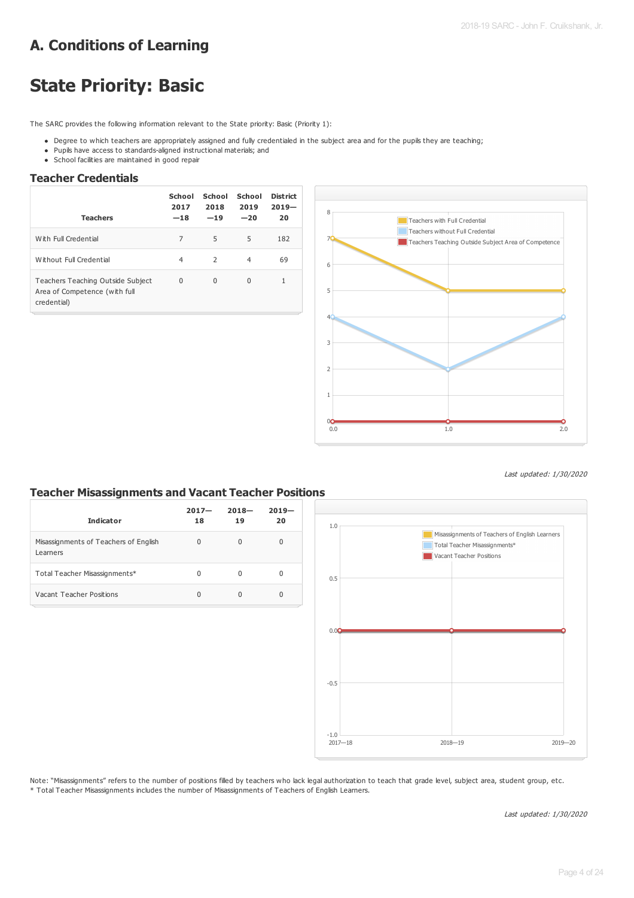# A. Conditions of Learning

# State Priority: Basic

The SARC provides the following information relevant to the State priority: Basic (Priority 1):

- Degree to which teachers are appropriately assigned and fully credentialed in the subject area and for the pupils they are teaching;
- Pupils have access to standards-aligned instructional materials; and
- School facilities are maintained in good repair

## Teacher Credentials

| Teachers | School 2017—18 | School 2018—19 | School 2019—20 | District 2019—20 |
|---|---|---|---|---|
| With Full Credential | 7 | 5 | 5 | 182 |
| Without Full Credential | 4 | 2 | 4 | 69 |
| Teachers Teaching Outside Subject Area of Competence (with full credential) | 0 | 0 | 0 | 1 |

*Last updated: 1/30/2020*

## Teacher Misassignments and Vacant Teacher Positions

| Indicator | 2017—18 | 2018—19 | 2019—20 |
|---|---|---|---|
| Misassignments of Teachers of English Learners | 0 | 0 | 0 |
| Total Teacher Misassignments* | 0 | 0 | 0 |
| Vacant Teacher Positions | 0 | 0 | 0 |

Note: "Misassignments" refers to the number of positions filled by teachers who lack legal authorization to teach that grade level, subject area, student group, etc.

* Total Teacher Misassignments includes the number of Misassignments of Teachers of English Learners.

*Last updated: 1/30/2020*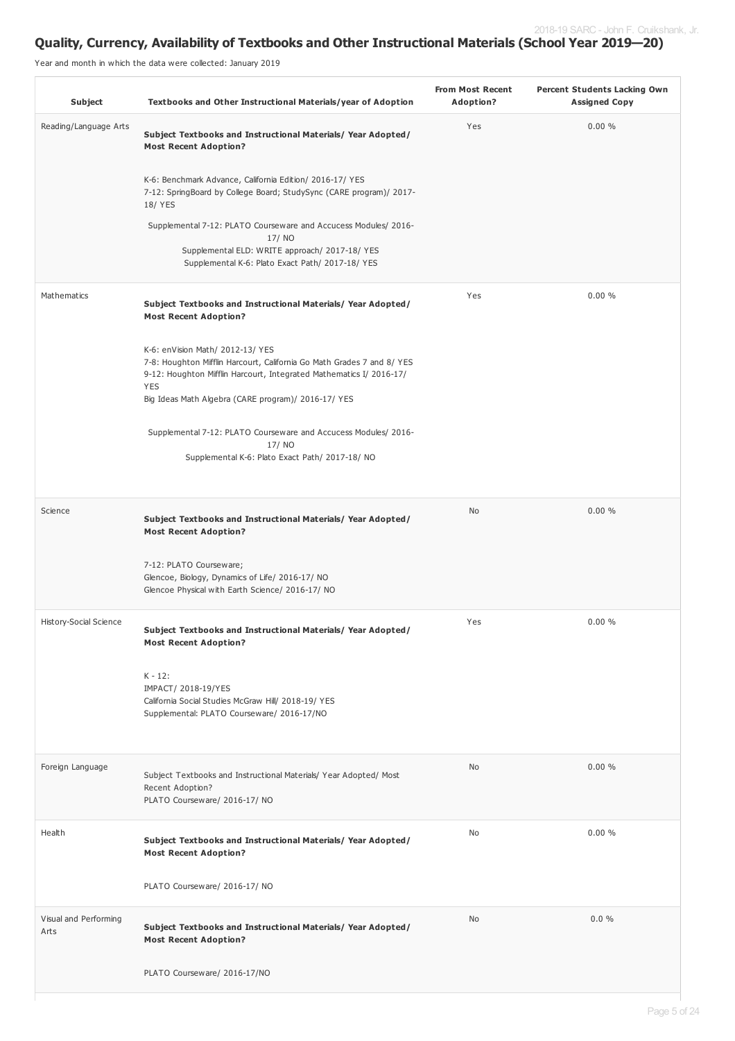## Quality, Currency, Availability of Textbooks and Other Instructional Materials (School Year 2019—20)

Year and month in which the data were collected: January 2019

| Subject | Textbooks and Other Instructional Materials/year of Adoption | From Most Recent Adoption? | Percent Students Lacking Own Assigned Copy |
|---|---|---|---|
| Reading/Language Arts | **Subject Textbooks and Instructional Materials/ Year Adopted/ Most Recent Adoption?**<br><br>K-6: Benchmark Advance, California Edition/ 2016-17/ YES<br>7-12: SpringBoard by College Board; StudySync (CARE program)/ 2017-18/ YES<br><br>Supplemental 7-12: PLATO Courseware and Accucess Modules/ 2016-17/ NO<br>Supplemental ELD: WRITE approach/ 2017-18/ YES<br>Supplemental K-6: Plato Exact Path/ 2017-18/ YES | Yes | 0.00 % |
| Mathematics | **Subject Textbooks and Instructional Materials/ Year Adopted/ Most Recent Adoption?**<br><br>K-6: enVision Math/ 2012-13/ YES<br>7-8: Houghton Mifflin Harcourt, California Go Math Grades 7 and 8/ YES<br>9-12: Houghton Mifflin Harcourt, Integrated Mathematics I/ 2016-17/ YES<br>Big Ideas Math Algebra (CARE program)/ 2016-17/ YES<br><br>Supplemental 7-12: PLATO Courseware and Accucess Modules/ 2016-17/ NO<br>Supplemental K-6: Plato Exact Path/ 2017-18/ NO | Yes | 0.00 % |
| Science | **Subject Textbooks and Instructional Materials/ Year Adopted/ Most Recent Adoption?**<br><br>7-12: PLATO Courseware;<br>Glencoe, Biology, Dynamics of Life/ 2016-17/ NO<br>Glencoe Physical with Earth Science/ 2016-17/ NO | No | 0.00 % |
| History-Social Science | **Subject Textbooks and Instructional Materials/ Year Adopted/ Most Recent Adoption?**<br><br>K - 12:<br>IMPACT/ 2018-19/YES<br>California Social Studies McGraw Hill/ 2018-19/ YES<br>Supplemental: PLATO Courseware/ 2016-17/NO | Yes | 0.00 % |
| Foreign Language | Subject Textbooks and Instructional Materials/ Year Adopted/ Most Recent Adoption?<br>PLATO Courseware/ 2016-17/ NO | No | 0.00 % |
| Health | **Subject Textbooks and Instructional Materials/ Year Adopted/ Most Recent Adoption?**<br><br>PLATO Courseware/ 2016-17/ NO | No | 0.00 % |
| Visual and Performing Arts | **Subject Textbooks and Instructional Materials/ Year Adopted/ Most Recent Adoption?**<br><br>PLATO Courseware/ 2016-17/NO | No | 0.0 % |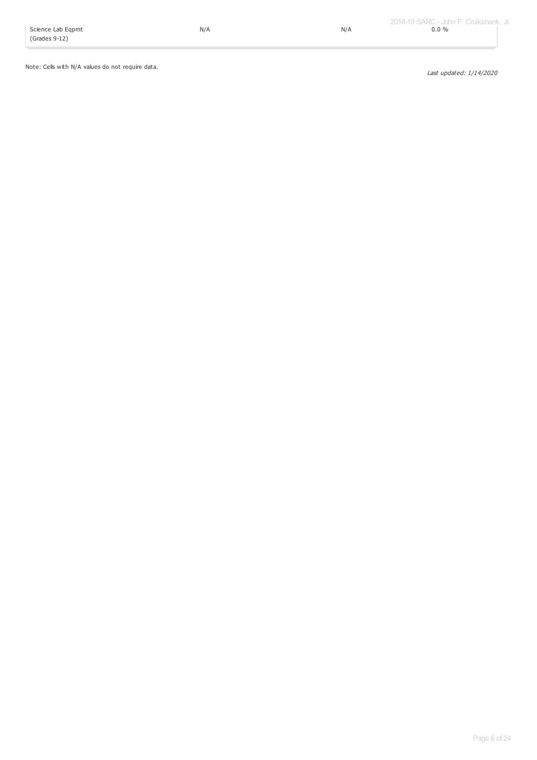| | | | |
|---|---|---|---|
| Science Lab Eqpmt (Grades 9-12) | N/A | N/A | 0.0 % |

Note: Cells with N/A values do not require data.

*Last updated: 1/14/2020*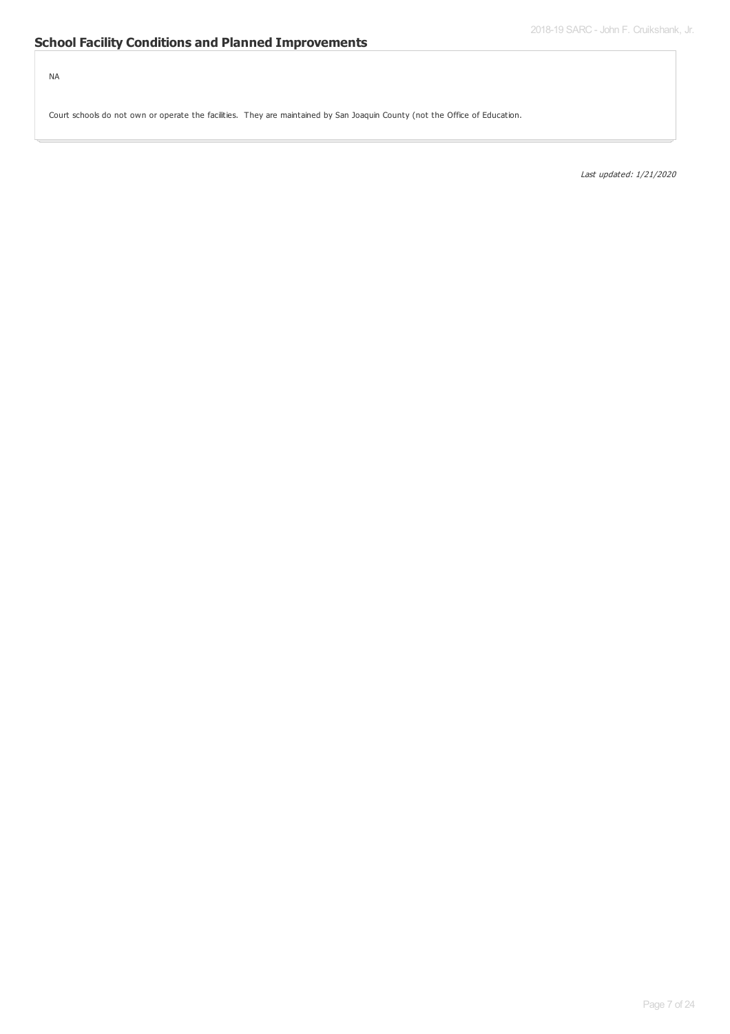## School Facility Conditions and Planned Improvements

NA

Court schools do not own or operate the facilities. They are maintained by San Joaquin County (not the Office of Education.

*Last updated: 1/21/2020*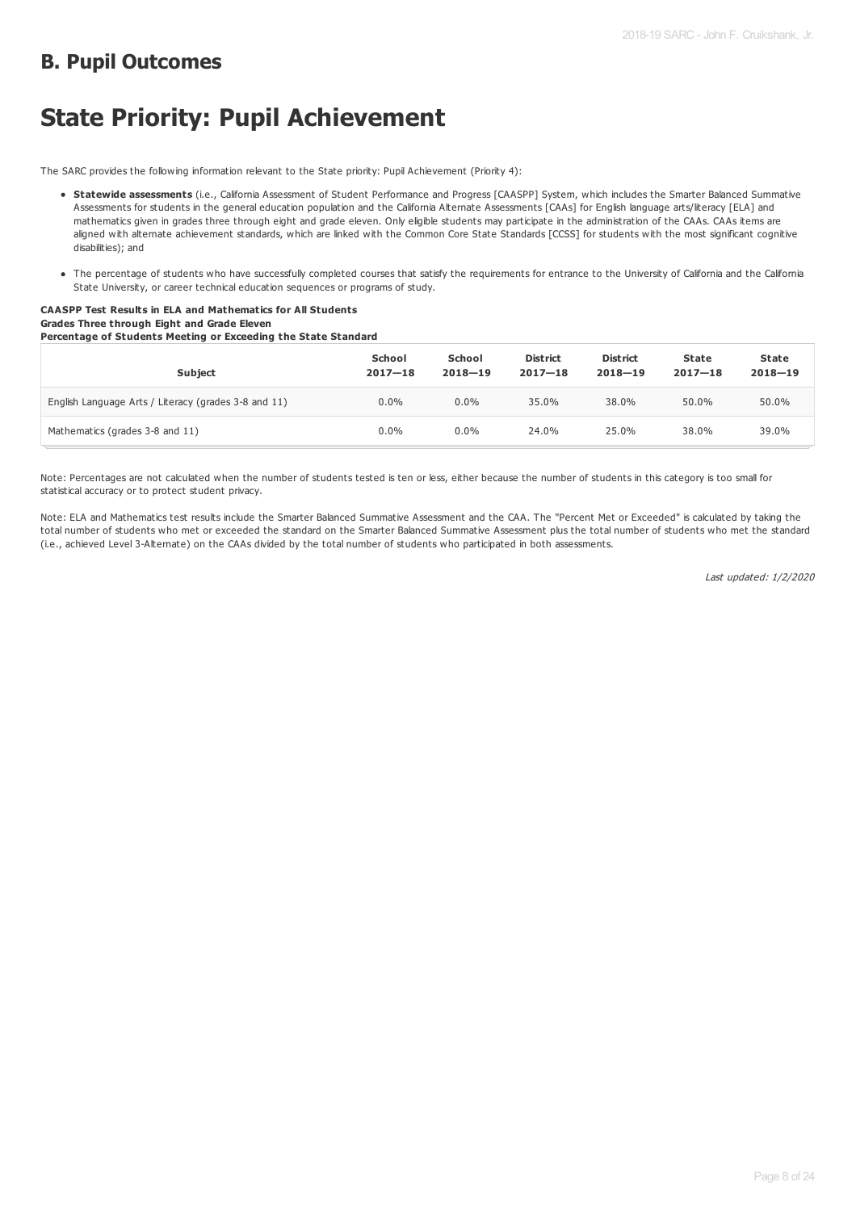## B. Pupil Outcomes

# State Priority: Pupil Achievement

The SARC provides the following information relevant to the State priority: Pupil Achievement (Priority 4):

- **Statewide assessments** (i.e., California Assessment of Student Performance and Progress [CAASPP] System, which includes the Smarter Balanced Summative Assessments for students in the general education population and the California Alternate Assessments [CAAs] for English language arts/literacy [ELA] and mathematics given in grades three through eight and grade eleven. Only eligible students may participate in the administration of the CAAs. CAAs items are aligned with alternate achievement standards, which are linked with the Common Core State Standards [CCSS] for students with the most significant cognitive disabilities); and
- The percentage of students who have successfully completed courses that satisfy the requirements for entrance to the University of California and the California State University, or career technical education sequences or programs of study.

**CAASPP Test Results in ELA and Mathematics for All Students**
**Grades Three through Eight and Grade Eleven**
**Percentage of Students Meeting or Exceeding the State Standard**

| Subject | School 2017—18 | School 2018—19 | District 2017—18 | District 2018—19 | State 2017—18 | State 2018—19 |
|---|---|---|---|---|---|---|
| English Language Arts / Literacy (grades 3-8 and 11) | 0.0% | 0.0% | 35.0% | 38.0% | 50.0% | 50.0% |
| Mathematics (grades 3-8 and 11) | 0.0% | 0.0% | 24.0% | 25.0% | 38.0% | 39.0% |

Note: Percentages are not calculated when the number of students tested is ten or less, either because the number of students in this category is too small for statistical accuracy or to protect student privacy.

Note: ELA and Mathematics test results include the Smarter Balanced Summative Assessment and the CAA. The "Percent Met or Exceeded" is calculated by taking the total number of students who met or exceeded the standard on the Smarter Balanced Summative Assessment plus the total number of students who met the standard (i.e., achieved Level 3-Alternate) on the CAAs divided by the total number of students who participated in both assessments.

*Last updated: 1/2/2020*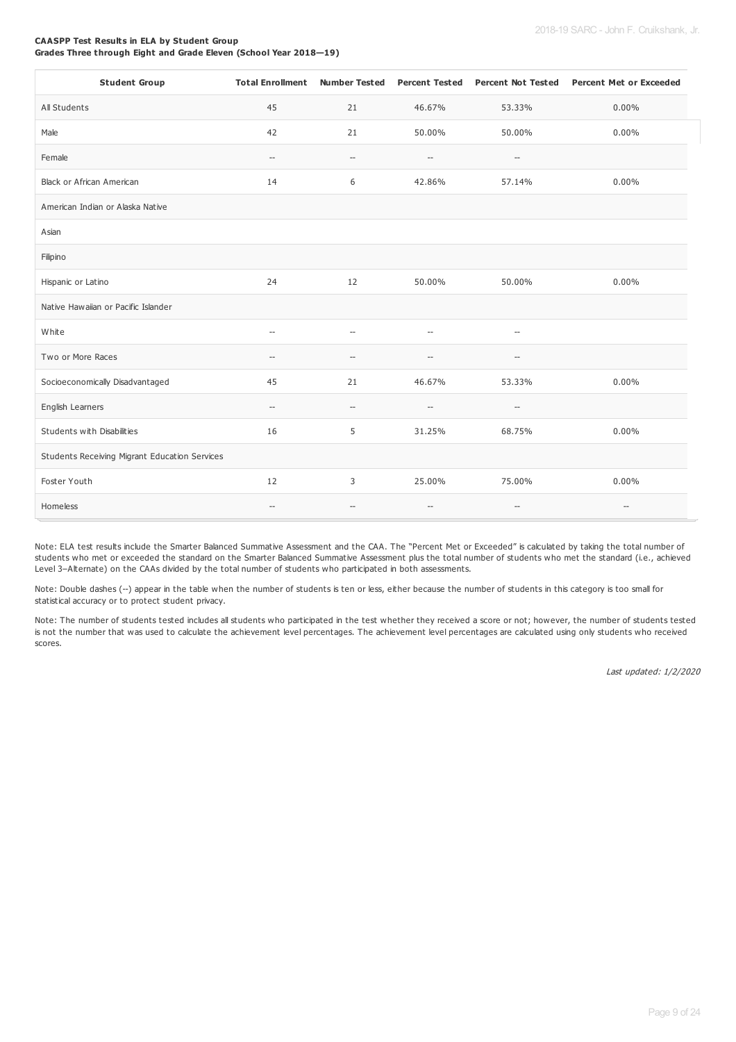**CAASPP Test Results in ELA by Student Group**
**Grades Three through Eight and Grade Eleven (School Year 2018—19)**

| Student Group | Total Enrollment | Number Tested | Percent Tested | Percent Not Tested | Percent Met or Exceeded |
|---|---|---|---|---|---|
| All Students | 45 | 21 | 46.67% | 53.33% | 0.00% |
| Male | 42 | 21 | 50.00% | 50.00% | 0.00% |
| Female | -- | -- | -- | -- | |
| Black or African American | 14 | 6 | 42.86% | 57.14% | 0.00% |
| American Indian or Alaska Native | | | | | |
| Asian | | | | | |
| Filipino | | | | | |
| Hispanic or Latino | 24 | 12 | 50.00% | 50.00% | 0.00% |
| Native Hawaiian or Pacific Islander | | | | | |
| White | -- | -- | -- | -- | |
| Two or More Races | -- | -- | -- | -- | |
| Socioeconomically Disadvantaged | 45 | 21 | 46.67% | 53.33% | 0.00% |
| English Learners | -- | -- | -- | -- | |
| Students with Disabilities | 16 | 5 | 31.25% | 68.75% | 0.00% |
| Students Receiving Migrant Education Services | | | | | |
| Foster Youth | 12 | 3 | 25.00% | 75.00% | 0.00% |
| Homeless | -- | -- | -- | -- | -- |

Note: ELA test results include the Smarter Balanced Summative Assessment and the CAA. The "Percent Met or Exceeded" is calculated by taking the total number of students who met or exceeded the standard on the Smarter Balanced Summative Assessment plus the total number of students who met the standard (i.e., achieved Level 3–Alternate) on the CAAs divided by the total number of students who participated in both assessments.

Note: Double dashes (--) appear in the table when the number of students is ten or less, either because the number of students in this category is too small for statistical accuracy or to protect student privacy.

Note: The number of students tested includes all students who participated in the test whether they received a score or not; however, the number of students tested is not the number that was used to calculate the achievement level percentages. The achievement level percentages are calculated using only students who received scores.

*Last updated: 1/2/2020*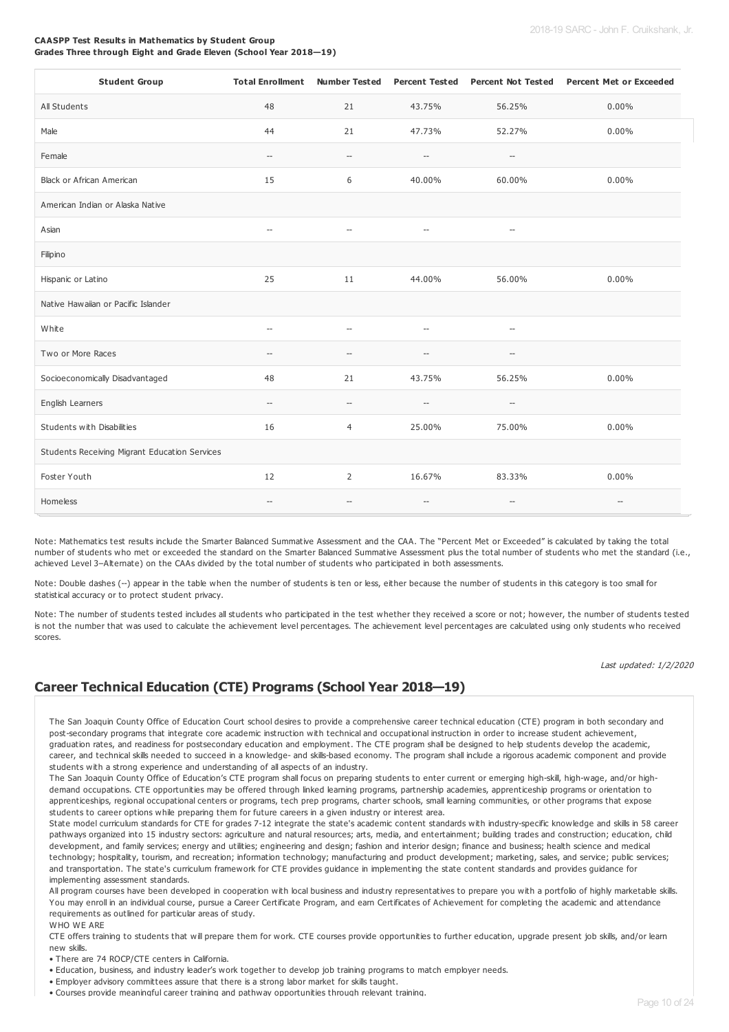**CAASPP Test Results in Mathematics by Student Group**
**Grades Three through Eight and Grade Eleven (School Year 2018—19)**

| Student Group | Total Enrollment | Number Tested | Percent Tested | Percent Not Tested | Percent Met or Exceeded |
|---|---|---|---|---|---|
| All Students | 48 | 21 | 43.75% | 56.25% | 0.00% |
| Male | 44 | 21 | 47.73% | 52.27% | 0.00% |
| Female | -- | -- | -- | -- | |
| Black or African American | 15 | 6 | 40.00% | 60.00% | 0.00% |
| American Indian or Alaska Native | | | | | |
| Asian | -- | -- | -- | -- | |
| Filipino | | | | | |
| Hispanic or Latino | 25 | 11 | 44.00% | 56.00% | 0.00% |
| Native Hawaiian or Pacific Islander | | | | | |
| White | -- | -- | -- | -- | |
| Two or More Races | -- | -- | -- | -- | |
| Socioeconomically Disadvantaged | 48 | 21 | 43.75% | 56.25% | 0.00% |
| English Learners | -- | -- | -- | -- | |
| Students with Disabilities | 16 | 4 | 25.00% | 75.00% | 0.00% |
| Students Receiving Migrant Education Services | | | | | |
| Foster Youth | 12 | 2 | 16.67% | 83.33% | 0.00% |
| Homeless | -- | -- | -- | -- | -- |

Note: Mathematics test results include the Smarter Balanced Summative Assessment and the CAA. The "Percent Met or Exceeded" is calculated by taking the total number of students who met or exceeded the standard on the Smarter Balanced Summative Assessment plus the total number of students who met the standard (i.e., achieved Level 3–Alternate) on the CAAs divided by the total number of students who participated in both assessments.

Note: Double dashes (--) appear in the table when the number of students is ten or less, either because the number of students in this category is too small for statistical accuracy or to protect student privacy.

Note: The number of students tested includes all students who participated in the test whether they received a score or not; however, the number of students tested is not the number that was used to calculate the achievement level percentages. The achievement level percentages are calculated using only students who received scores.

*Last updated: 1/2/2020*

## Career Technical Education (CTE) Programs (School Year 2018—19)

The San Joaquin County Office of Education Court school desires to provide a comprehensive career technical education (CTE) program in both secondary and post-secondary programs that integrate core academic instruction with technical and occupational instruction in order to increase student achievement, graduation rates, and readiness for postsecondary education and employment. The CTE program shall be designed to help students develop the academic, career, and technical skills needed to succeed in a knowledge- and skills-based economy. The program shall include a rigorous academic component and provide students with a strong experience and understanding of all aspects of an industry.

The San Joaquin County Office of Education's CTE program shall focus on preparing students to enter current or emerging high-skill, high-wage, and/or high-demand occupations. CTE opportunities may be offered through linked learning programs, partnership academies, apprenticeship programs or orientation to apprenticeships, regional occupational centers or programs, tech prep programs, charter schools, small learning communities, or other programs that expose students to career options while preparing them for future careers in a given industry or interest area.

State model curriculum standards for CTE for grades 7-12 integrate the state's academic content standards with industry-specific knowledge and skills in 58 career pathways organized into 15 industry sectors: agriculture and natural resources; arts, media, and entertainment; building trades and construction; education, child development, and family services; energy and utilities; engineering and design; fashion and interior design; finance and business; health science and medical technology; hospitality, tourism, and recreation; information technology; manufacturing and product development; marketing, sales, and service; public services; and transportation. The state's curriculum framework for CTE provides guidance in implementing the state content standards and provides guidance for implementing assessment standards.

All program courses have been developed in cooperation with local business and industry representatives to prepare you with a portfolio of highly marketable skills. You may enroll in an individual course, pursue a Career Certificate Program, and earn Certificates of Achievement for completing the academic and attendance requirements as outlined for particular areas of study.

WHO WE ARE

CTE offers training to students that will prepare them for work. CTE courses provide opportunities to further education, upgrade present job skills, and/or learn new skills.

- There are 74 ROCP/CTE centers in California.
- Education, business, and industry leader's work together to develop job training programs to match employer needs.
- Employer advisory committees assure that there is a strong labor market for skills taught.
- Courses provide meaningful career training and pathway opportunities through relevant training.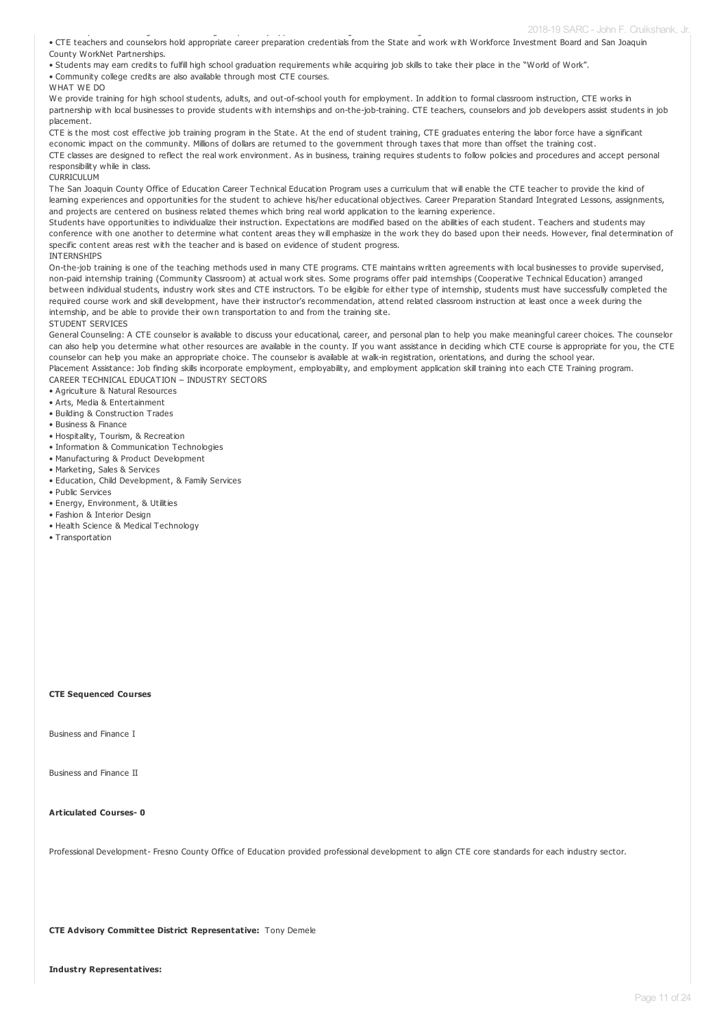• CTE teachers and counselors hold appropriate career preparation credentials from the State and work with Workforce Investment Board and San Joaquin County WorkNet Partnerships.

• Students may earn credits to fulfill high school graduation requirements while acquiring job skills to take their place in the "World of Work".

• Community college credits are also available through most CTE courses.

WHAT WE DO

We provide training for high school students, adults, and out-of-school youth for employment. In addition to formal classroom instruction, CTE works in partnership with local businesses to provide students with internships and on-the-job-training. CTE teachers, counselors and job developers assist students in job placement.

CTE is the most cost effective job training program in the State. At the end of student training, CTE graduates entering the labor force have a significant economic impact on the community. Millions of dollars are returned to the government through taxes that more than offset the training cost.

CTE classes are designed to reflect the real work environment. As in business, training requires students to follow policies and procedures and accept personal responsibility while in class.

CURRICULUM

The San Joaquin County Office of Education Career Technical Education Program uses a curriculum that will enable the CTE teacher to provide the kind of learning experiences and opportunities for the student to achieve his/her educational objectives. Career Preparation Standard Integrated Lessons, assignments, and projects are centered on business related themes which bring real world application to the learning experience.

Students have opportunities to individualize their instruction. Expectations are modified based on the abilities of each student. Teachers and students may conference with one another to determine what content areas they will emphasize in the work they do based upon their needs. However, final determination of specific content areas rest with the teacher and is based on evidence of student progress.

INTERNSHIPS

On-the-job training is one of the teaching methods used in many CTE programs. CTE maintains written agreements with local businesses to provide supervised, non-paid internship training (Community Classroom) at actual work sites. Some programs offer paid internships (Cooperative Technical Education) arranged between individual students, industry work sites and CTE instructors. To be eligible for either type of internship, students must have successfully completed the required course work and skill development, have their instructor's recommendation, attend related classroom instruction at least once a week during the internship, and be able to provide their own transportation to and from the training site.

STUDENT SERVICES

General Counseling: A CTE counselor is available to discuss your educational, career, and personal plan to help you make meaningful career choices. The counselor can also help you determine what other resources are available in the county. If you want assistance in deciding which CTE course is appropriate for you, the CTE counselor can help you make an appropriate choice. The counselor is available at walk-in registration, orientations, and during the school year.

Placement Assistance: Job finding skills incorporate employment, employability, and employment application skill training into each CTE Training program.

CAREER TECHNICAL EDUCATION – INDUSTRY SECTORS

• Agriculture & Natural Resources
• Arts, Media & Entertainment
• Building & Construction Trades
• Business & Finance
• Hospitality, Tourism, & Recreation
• Information & Communication Technologies
• Manufacturing & Product Development
• Marketing, Sales & Services
• Education, Child Development, & Family Services
• Public Services
• Energy, Environment, & Utilities
• Fashion & Interior Design
• Health Science & Medical Technology
• Transportation

**CTE Sequenced Courses**

Business and Finance I

Business and Finance II

**Articulated Courses- 0**

Professional Development- Fresno County Office of Education provided professional development to align CTE core standards for each industry sector.

**CTE Advisory Committee District Representative:** Tony Demele

**Industry Representatives:**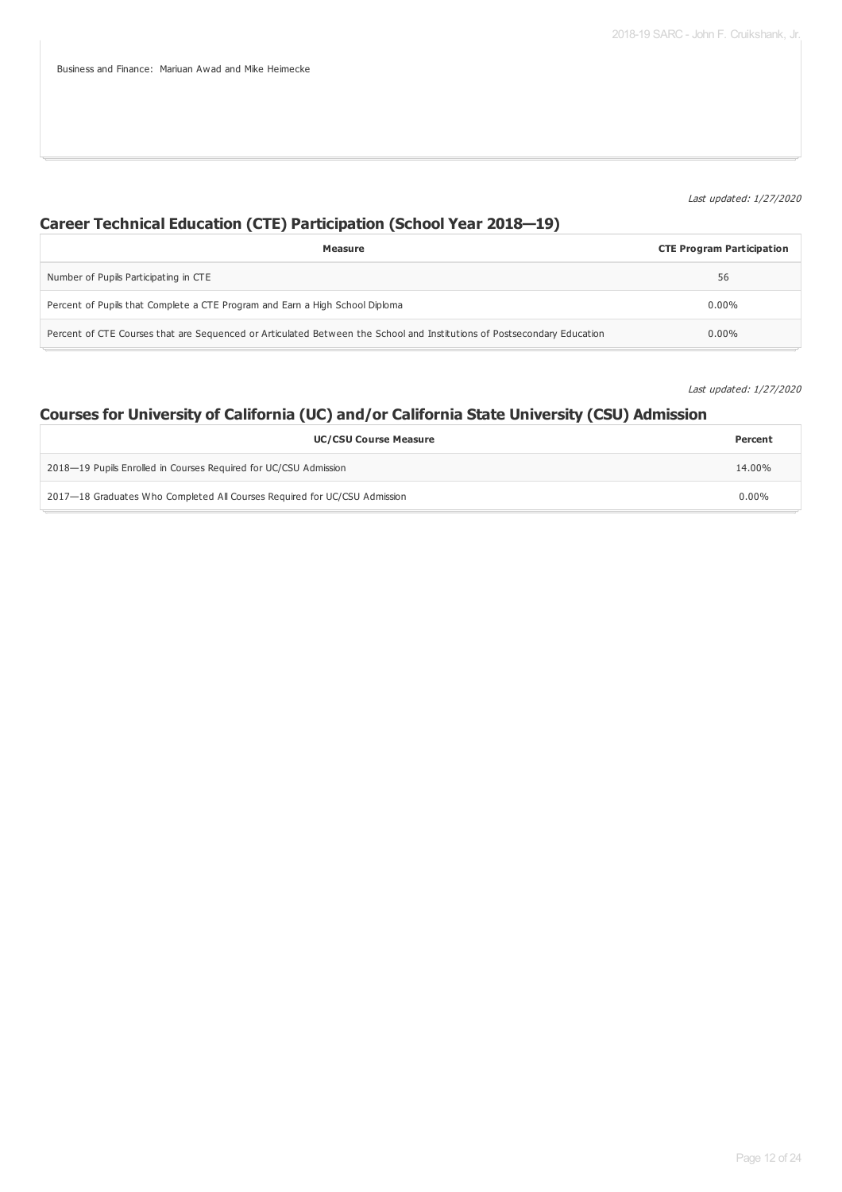Business and Finance: Mariuan Awad and Mike Heimecke

*Last updated: 1/27/2020*

## Career Technical Education (CTE) Participation (School Year 2018—19)

| Measure | CTE Program Participation |
| --- | --- |
| Number of Pupils Participating in CTE | 56 |
| Percent of Pupils that Complete a CTE Program and Earn a High School Diploma | 0.00% |
| Percent of CTE Courses that are Sequenced or Articulated Between the School and Institutions of Postsecondary Education | 0.00% |

*Last updated: 1/27/2020*

## Courses for University of California (UC) and/or California State University (CSU) Admission

| UC/CSU Course Measure | Percent |
| --- | --- |
| 2018—19 Pupils Enrolled in Courses Required for UC/CSU Admission | 14.00% |
| 2017—18 Graduates Who Completed All Courses Required for UC/CSU Admission | 0.00% |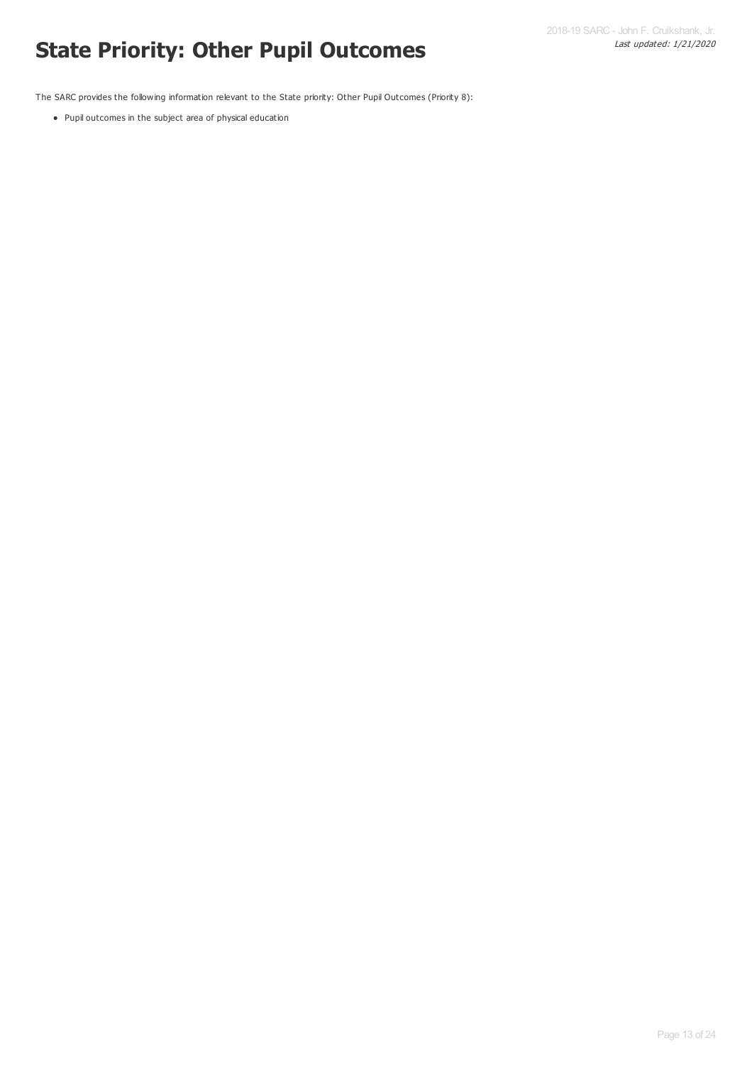# State Priority: Other Pupil Outcomes

The SARC provides the following information relevant to the State priority: Other Pupil Outcomes (Priority 8):

- Pupil outcomes in the subject area of physical education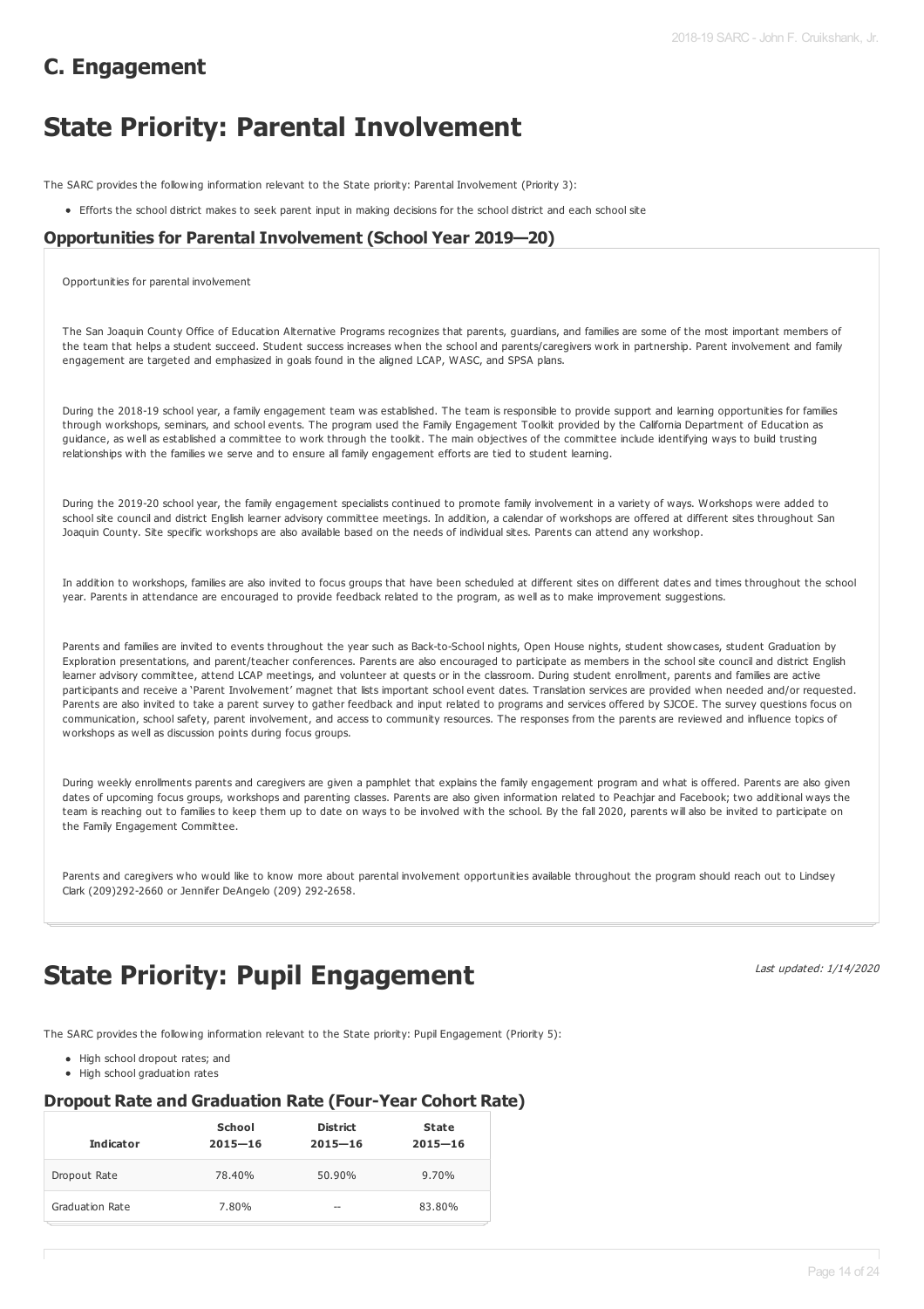## C. Engagement

# State Priority: Parental Involvement

The SARC provides the following information relevant to the State priority: Parental Involvement (Priority 3):

- Efforts the school district makes to seek parent input in making decisions for the school district and each school site

### Opportunities for Parental Involvement (School Year 2019—20)

Opportunities for parental involvement

The San Joaquin County Office of Education Alternative Programs recognizes that parents, guardians, and families are some of the most important members of the team that helps a student succeed. Student success increases when the school and parents/caregivers work in partnership. Parent involvement and family engagement are targeted and emphasized in goals found in the aligned LCAP, WASC, and SPSA plans.

During the 2018-19 school year, a family engagement team was established. The team is responsible to provide support and learning opportunities for families through workshops, seminars, and school events. The program used the Family Engagement Toolkit provided by the California Department of Education as guidance, as well as established a committee to work through the toolkit. The main objectives of the committee include identifying ways to build trusting relationships with the families we serve and to ensure all family engagement efforts are tied to student learning.

During the 2019-20 school year, the family engagement specialists continued to promote family involvement in a variety of ways. Workshops were added to school site council and district English learner advisory committee meetings. In addition, a calendar of workshops are offered at different sites throughout San Joaquin County. Site specific workshops are also available based on the needs of individual sites. Parents can attend any workshop.

In addition to workshops, families are also invited to focus groups that have been scheduled at different sites on different dates and times throughout the school year. Parents in attendance are encouraged to provide feedback related to the program, as well as to make improvement suggestions.

Parents and families are invited to events throughout the year such as Back-to-School nights, Open House nights, student showcases, student Graduation by Exploration presentations, and parent/teacher conferences. Parents are also encouraged to participate as members in the school site council and district English learner advisory committee, attend LCAP meetings, and volunteer at quests or in the classroom. During student enrollment, parents and families are active participants and receive a 'Parent Involvement' magnet that lists important school event dates. Translation services are provided when needed and/or requested. Parents are also invited to take a parent survey to gather feedback and input related to programs and services offered by SJCOE. The survey questions focus on communication, school safety, parent involvement, and access to community resources. The responses from the parents are reviewed and influence topics of workshops as well as discussion points during focus groups.

During weekly enrollments parents and caregivers are given a pamphlet that explains the family engagement program and what is offered. Parents are also given dates of upcoming focus groups, workshops and parenting classes. Parents are also given information related to Peachjar and Facebook; two additional ways the team is reaching out to families to keep them up to date on ways to be involved with the school. By the fall 2020, parents will also be invited to participate on the Family Engagement Committee.

Parents and caregivers who would like to know more about parental involvement opportunities available throughout the program should reach out to Lindsey Clark (209)292-2660 or Jennifer DeAngelo (209) 292-2658.

# State Priority: Pupil Engagement

*Last updated: 1/14/2020*

The SARC provides the following information relevant to the State priority: Pupil Engagement (Priority 5):

- High school dropout rates; and
- High school graduation rates

### Dropout Rate and Graduation Rate (Four-Year Cohort Rate)

| Indicator | School 2015—16 | District 2015—16 | State 2015—16 |
|---|---|---|---|
| Dropout Rate | 78.40% | 50.90% | 9.70% |
| Graduation Rate | 7.80% | -- | 83.80% |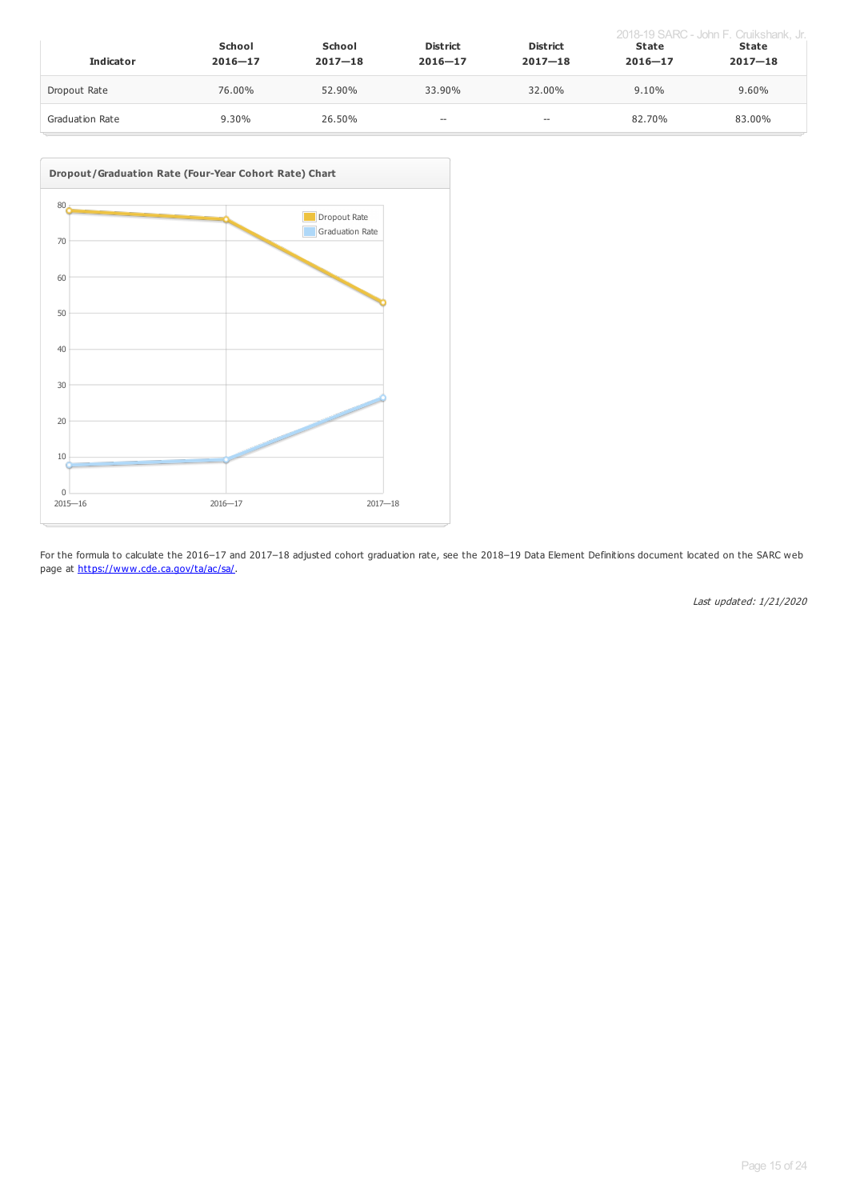| Indicator | School 2016—17 | School 2017—18 | District 2016—17 | District 2017—18 | State 2016—17 | State 2017—18 |
|---|---|---|---|---|---|---|
| Dropout Rate | 76.00% | 52.90% | 33.90% | 32.00% | 9.10% | 9.60% |
| Graduation Rate | 9.30% | 26.50% | -- | -- | 82.70% | 83.00% |

**Dropout/Graduation Rate (Four-Year Cohort Rate) Chart**

For the formula to calculate the 2016–17 and 2017–18 adjusted cohort graduation rate, see the 2018–19 Data Element Definitions document located on the SARC web page at https://www.cde.ca.gov/ta/ac/sa/.

*Last updated: 1/21/2020*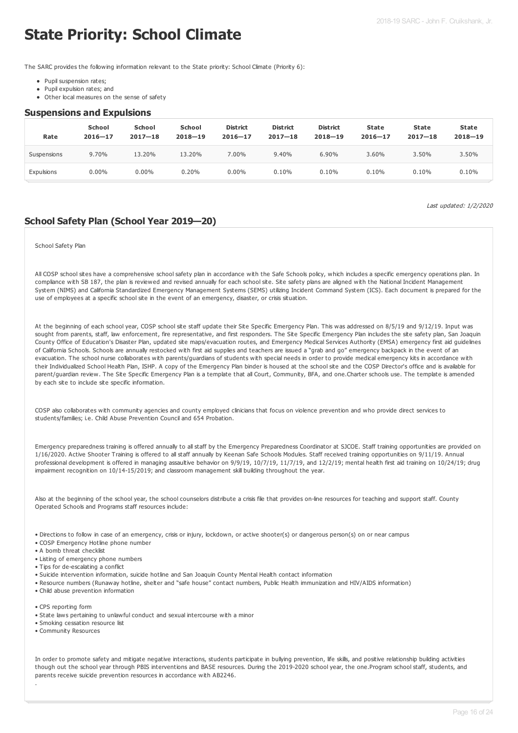# State Priority: School Climate

The SARC provides the following information relevant to the State priority: School Climate (Priority 6):

- Pupil suspension rates;
- Pupil expulsion rates; and
- Other local measures on the sense of safety

## Suspensions and Expulsions

| Rate | School 2016—17 | School 2017—18 | School 2018—19 | District 2016—17 | District 2017—18 | District 2018—19 | State 2016—17 | State 2017—18 | State 2018—19 |
|---|---|---|---|---|---|---|---|---|---|
| Suspensions | 9.70% | 13.20% | 13.20% | 7.00% | 9.40% | 6.90% | 3.60% | 3.50% | 3.50% |
| Expulsions | 0.00% | 0.00% | 0.20% | 0.00% | 0.10% | 0.10% | 0.10% | 0.10% | 0.10% |

*Last updated: 1/2/2020*

## School Safety Plan (School Year 2019—20)

School Safety Plan

All COSP school sites have a comprehensive school safety plan in accordance with the Safe Schools policy, which includes a specific emergency operations plan. In compliance with SB 187, the plan is reviewed and revised annually for each school site. Site safety plans are aligned with the National Incident Management System (NIMS) and California Standardized Emergency Management Systems (SEMS) utilizing Incident Command System (ICS). Each document is prepared for the use of employees at a specific school site in the event of an emergency, disaster, or crisis situation.

At the beginning of each school year, COSP school site staff update their Site Specific Emergency Plan. This was addressed on 8/5/19 and 9/12/19. Input was sought from parents, staff, law enforcement, fire representative, and first responders. The Site Specific Emergency Plan includes the site safety plan, San Joaquin County Office of Education's Disaster Plan, updated site maps/evacuation routes, and Emergency Medical Services Authority (EMSA) emergency first aid guidelines of California Schools. Schools are annually restocked with first aid supplies and teachers are issued a "grab and go" emergency backpack in the event of an evacuation. The school nurse collaborates with parents/guardians of students with special needs in order to provide medical emergency kits in accordance with their Individualized School Health Plan, ISHP. A copy of the Emergency Plan binder is housed at the school site and the COSP Director's office and is available for parent/guardian review. The Site Specific Emergency Plan is a template that all Court, Community, BFA, and one.Charter schools use. The template is amended by each site to include site specific information.

COSP also collaborates with community agencies and county employed clinicians that focus on violence prevention and who provide direct services to students/families; i.e. Child Abuse Prevention Council and 654 Probation.

Emergency preparedness training is offered annually to all staff by the Emergency Preparedness Coordinator at SJCOE. Staff training opportunities are provided on 1/16/2020. Active Shooter Training is offered to all staff annually by Keenan Safe Schools Modules. Staff received training opportunities on 9/11/19. Annual professional development is offered in managing assaultive behavior on 9/9/19, 10/7/19, 11/7/19, and 12/2/19; mental health first aid training on 10/24/19; drug impairment recognition on 10/14-15/2019; and classroom management skill building throughout the year.

Also at the beginning of the school year, the school counselors distribute a crisis file that provides on-line resources for teaching and support staff. County Operated Schools and Programs staff resources include:

- Directions to follow in case of an emergency, crisis or injury, lockdown, or active shooter(s) or dangerous person(s) on or near campus
- COSP Emergency Hotline phone number
- A bomb threat checklist
- Listing of emergency phone numbers
- Tips for de-escalating a conflict
- Suicide intervention information, suicide hotline and San Joaquin County Mental Health contact information
- Resource numbers (Runaway hotline, shelter and "safe house" contact numbers, Public Health immunization and HIV/AIDS information)
- Child abuse prevention information

- CPS reporting form
- State laws pertaining to unlawful conduct and sexual intercourse with a minor
- Smoking cessation resource list
- Community Resources

In order to promote safety and mitigate negative interactions, students participate in bullying prevention, life skills, and positive relationship building activities though out the school year through PBIS interventions and BASE resources. During the 2019-2020 school year, the one.Program school staff, students, and parents receive suicide prevention resources in accordance with AB2246.

.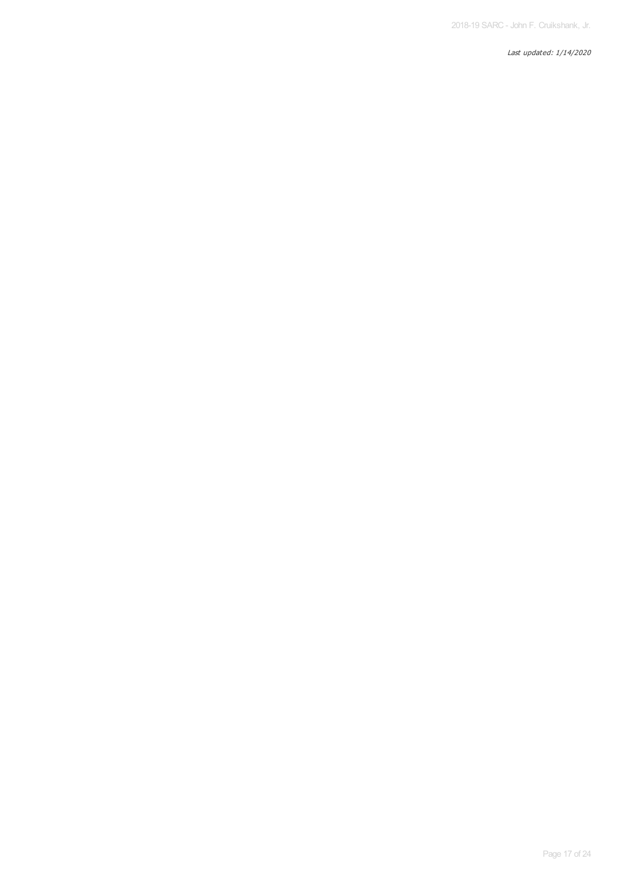*Last updated: 1/14/2020*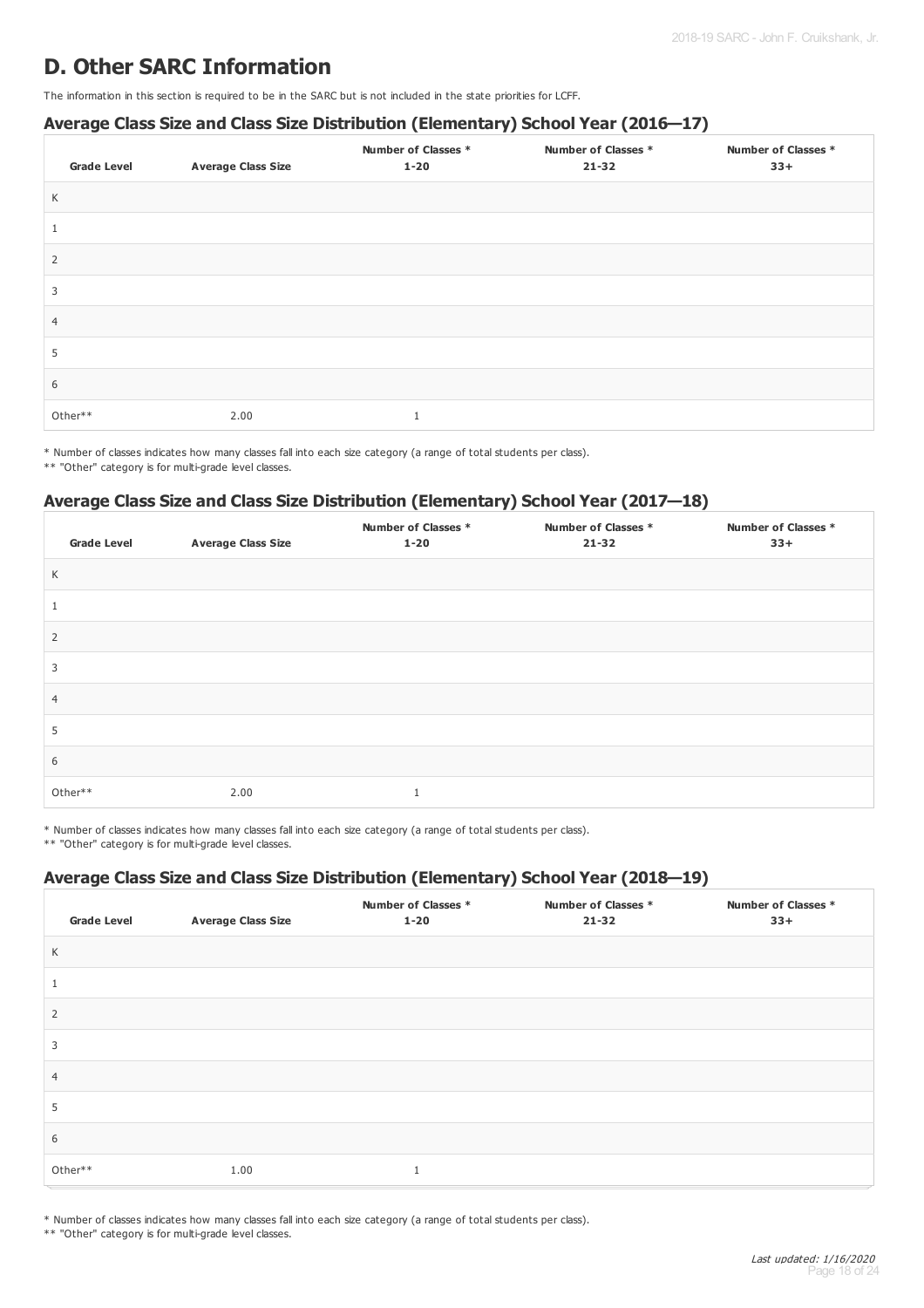# D. Other SARC Information

The information in this section is required to be in the SARC but is not included in the state priorities for LCFF.

### Average Class Size and Class Size Distribution (Elementary) School Year (2016—17)

| Grade Level | Average Class Size | Number of Classes * 1-20 | Number of Classes * 21-32 | Number of Classes * 33+ |
|---|---|---|---|---|
| K | | | | |
| 1 | | | | |
| 2 | | | | |
| 3 | | | | |
| 4 | | | | |
| 5 | | | | |
| 6 | | | | |
| Other** | 2.00 | 1 | | |

* Number of classes indicates how many classes fall into each size category (a range of total students per class).
** "Other" category is for multi-grade level classes.

### Average Class Size and Class Size Distribution (Elementary) School Year (2017—18)

| Grade Level | Average Class Size | Number of Classes * 1-20 | Number of Classes * 21-32 | Number of Classes * 33+ |
|---|---|---|---|---|
| K | | | | |
| 1 | | | | |
| 2 | | | | |
| 3 | | | | |
| 4 | | | | |
| 5 | | | | |
| 6 | | | | |
| Other** | 2.00 | 1 | | |

* Number of classes indicates how many classes fall into each size category (a range of total students per class).
** "Other" category is for multi-grade level classes.

### Average Class Size and Class Size Distribution (Elementary) School Year (2018—19)

| Grade Level | Average Class Size | Number of Classes * 1-20 | Number of Classes * 21-32 | Number of Classes * 33+ |
|---|---|---|---|---|
| K | | | | |
| 1 | | | | |
| 2 | | | | |
| 3 | | | | |
| 4 | | | | |
| 5 | | | | |
| 6 | | | | |
| Other** | 1.00 | 1 | | |

* Number of classes indicates how many classes fall into each size category (a range of total students per class).
** "Other" category is for multi-grade level classes.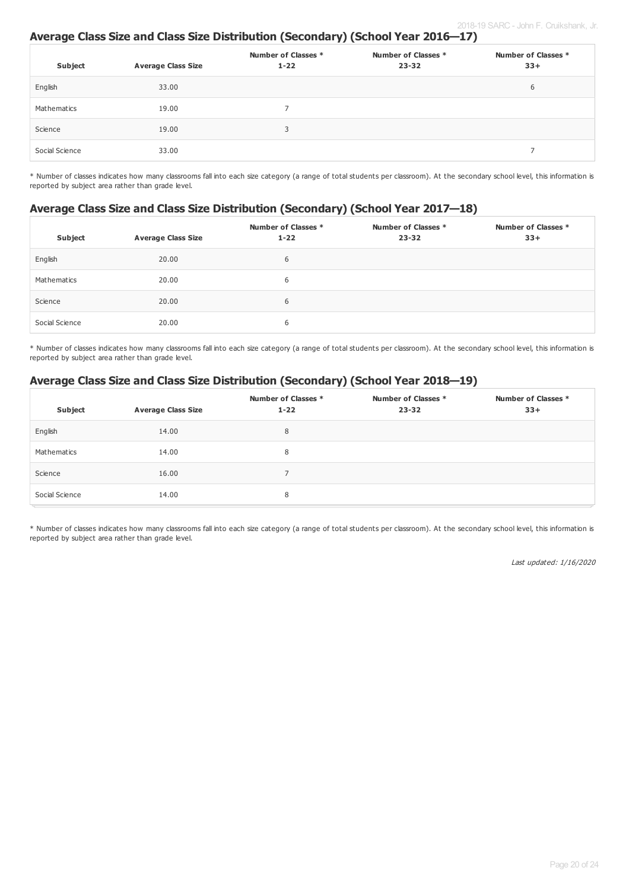## Average Class Size and Class Size Distribution (Secondary) (School Year 2016—17)

| Subject | Average Class Size | Number of Classes * 1-22 | Number of Classes * 23-32 | Number of Classes * 33+ |
|---|---|---|---|---|
| English | 33.00 | | | 6 |
| Mathematics | 19.00 | 7 | | |
| Science | 19.00 | 3 | | |
| Social Science | 33.00 | | | 7 |

* Number of classes indicates how many classrooms fall into each size category (a range of total students per classroom). At the secondary school level, this information is reported by subject area rather than grade level.

## Average Class Size and Class Size Distribution (Secondary) (School Year 2017—18)

| Subject | Average Class Size | Number of Classes * 1-22 | Number of Classes * 23-32 | Number of Classes * 33+ |
|---|---|---|---|---|
| English | 20.00 | 6 | | |
| Mathematics | 20.00 | 6 | | |
| Science | 20.00 | 6 | | |
| Social Science | 20.00 | 6 | | |

* Number of classes indicates how many classrooms fall into each size category (a range of total students per classroom). At the secondary school level, this information is reported by subject area rather than grade level.

## Average Class Size and Class Size Distribution (Secondary) (School Year 2018—19)

| Subject | Average Class Size | Number of Classes * 1-22 | Number of Classes * 23-32 | Number of Classes * 33+ |
|---|---|---|---|---|
| English | 14.00 | 8 | | |
| Mathematics | 14.00 | 8 | | |
| Science | 16.00 | 7 | | |
| Social Science | 14.00 | 8 | | |

* Number of classes indicates how many classrooms fall into each size category (a range of total students per classroom). At the secondary school level, this information is reported by subject area rather than grade level.

*Last updated: 1/16/2020*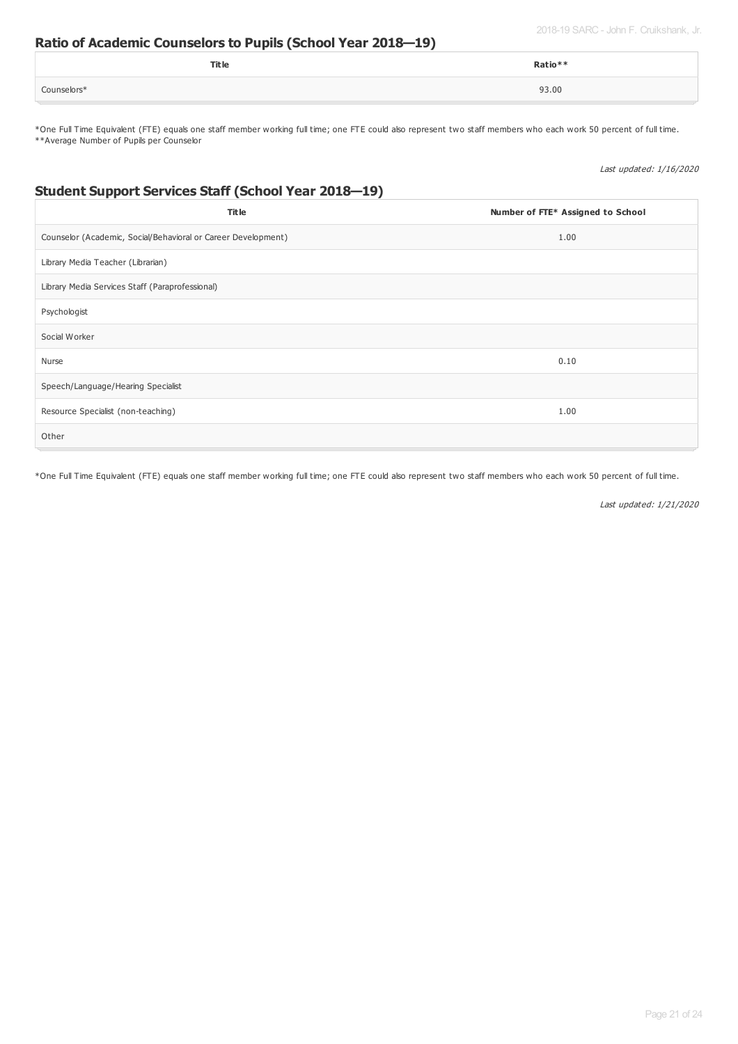## Ratio of Academic Counselors to Pupils (School Year 2018—19)

| Title | Ratio** |
|---|---|
| Counselors* | 93.00 |

*One Full Time Equivalent (FTE) equals one staff member working full time; one FTE could also represent two staff members who each work 50 percent of full time.
**Average Number of Pupils per Counselor

*Last updated: 1/16/2020*

## Student Support Services Staff (School Year 2018—19)

| Title | Number of FTE* Assigned to School |
|---|---|
| Counselor (Academic, Social/Behavioral or Career Development) | 1.00 |
| Library Media Teacher (Librarian) | |
| Library Media Services Staff (Paraprofessional) | |
| Psychologist | |
| Social Worker | |
| Nurse | 0.10 |
| Speech/Language/Hearing Specialist | |
| Resource Specialist (non-teaching) | 1.00 |
| Other | |

*One Full Time Equivalent (FTE) equals one staff member working full time; one FTE could also represent two staff members who each work 50 percent of full time.

*Last updated: 1/21/2020*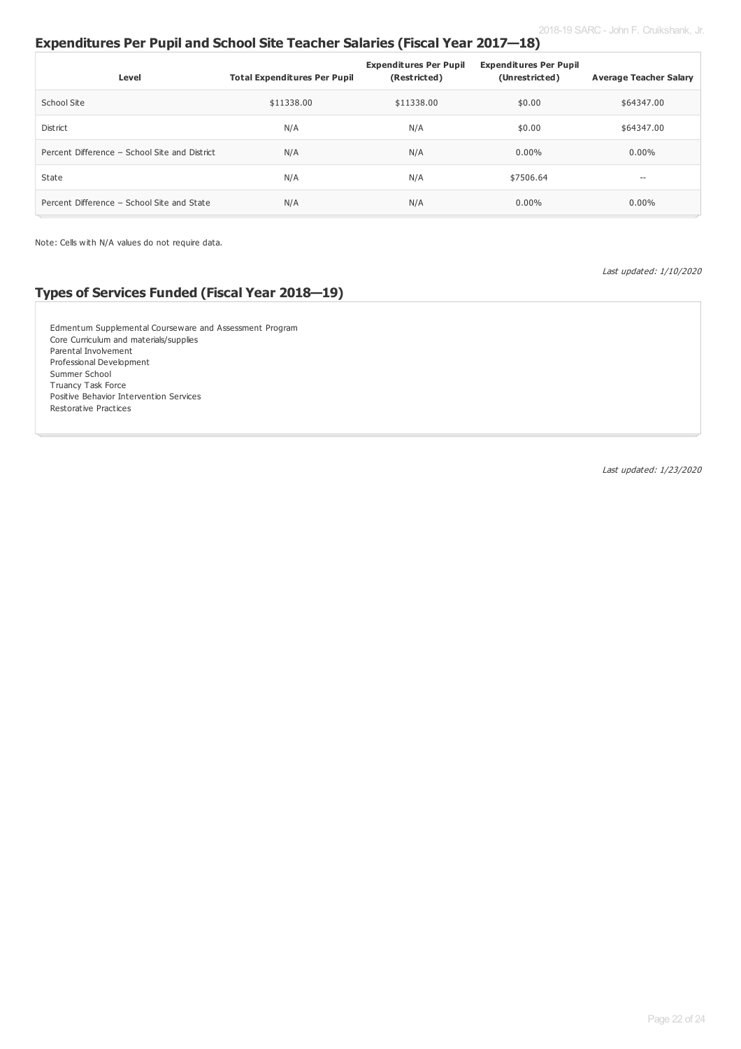## Expenditures Per Pupil and School Site Teacher Salaries (Fiscal Year 2017—18)

| Level | Total Expenditures Per Pupil | Expenditures Per Pupil (Restricted) | Expenditures Per Pupil (Unrestricted) | Average Teacher Salary |
|---|---|---|---|---|
| School Site | $11338.00 | $11338.00 | $0.00 | $64347.00 |
| District | N/A | N/A | $0.00 | $64347.00 |
| Percent Difference – School Site and District | N/A | N/A | 0.00% | 0.00% |
| State | N/A | N/A | $7506.64 | -- |
| Percent Difference – School Site and State | N/A | N/A | 0.00% | 0.00% |

Note: Cells with N/A values do not require data.

*Last updated: 1/10/2020*

## Types of Services Funded (Fiscal Year 2018—19)

Edmentum Supplemental Courseware and Assessment Program
Core Curriculum and materials/supplies
Parental Involvement
Professional Development
Summer School
Truancy Task Force
Positive Behavior Intervention Services
Restorative Practices

*Last updated: 1/23/2020*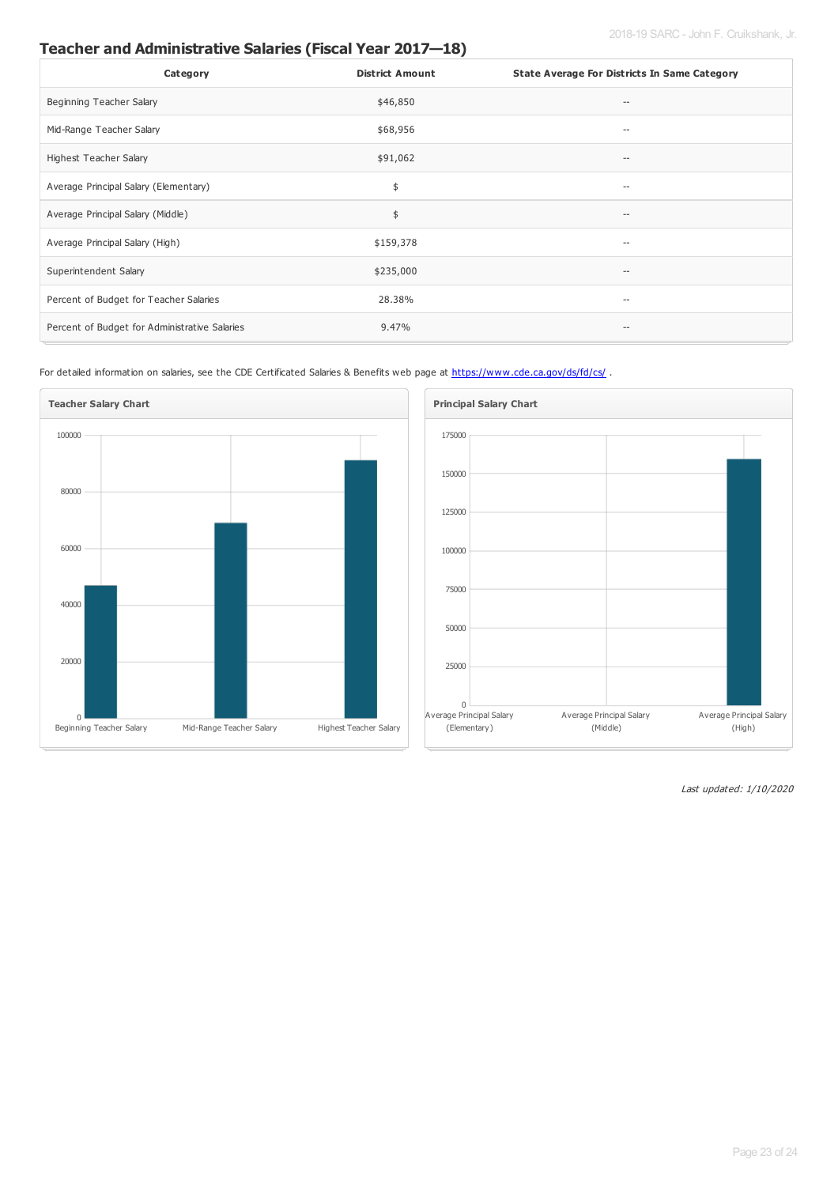## Teacher and Administrative Salaries (Fiscal Year 2017—18)

| Category | District Amount | State Average For Districts In Same Category |
| --- | --- | --- |
| Beginning Teacher Salary | $46,850 | -- |
| Mid-Range Teacher Salary | $68,956 | -- |
| Highest Teacher Salary | $91,062 | -- |
| Average Principal Salary (Elementary) | $ | -- |
| Average Principal Salary (Middle) | $ | -- |
| Average Principal Salary (High) | $159,378 | -- |
| Superintendent Salary | $235,000 | -- |
| Percent of Budget for Teacher Salaries | 28.38% | -- |
| Percent of Budget for Administrative Salaries | 9.47% | -- |

For detailed information on salaries, see the CDE Certificated Salaries & Benefits web page at https://www.cde.ca.gov/ds/fd/cs/ .

**Teacher Salary Chart**

| | Value |
| --- | --- |
| Beginning Teacher Salary | 46850 |
| Mid-Range Teacher Salary | 68956 |
| Highest Teacher Salary | 91062 |

**Principal Salary Chart**

| | Value |
| --- | --- |
| Average Principal Salary (Elementary) | |
| Average Principal Salary (Middle) | |
| Average Principal Salary (High) | 159378 |

*Last updated: 1/10/2020*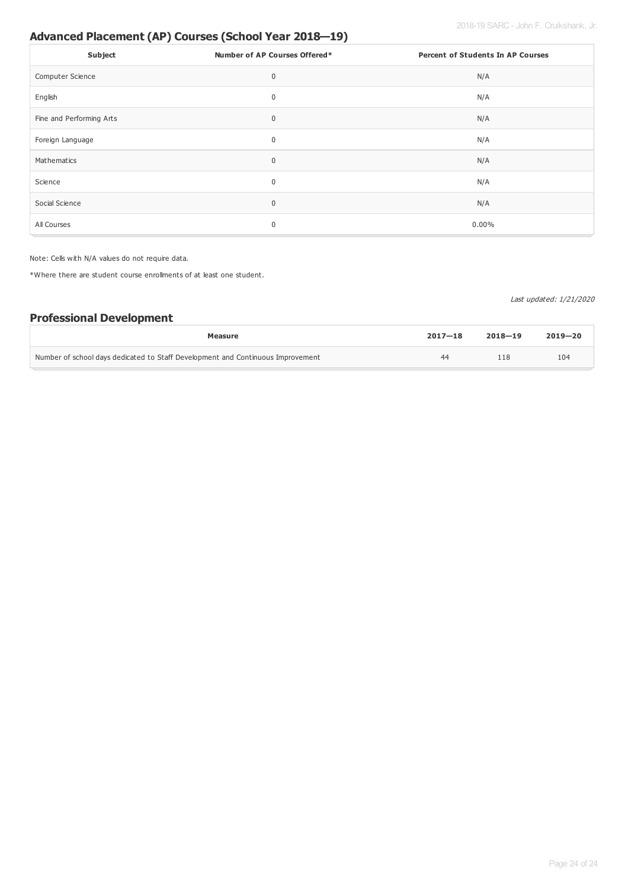## Advanced Placement (AP) Courses (School Year 2018—19)

| Subject | Number of AP Courses Offered* | Percent of Students In AP Courses |
| --- | --- | --- |
| Computer Science | 0 | N/A |
| English | 0 | N/A |
| Fine and Performing Arts | 0 | N/A |
| Foreign Language | 0 | N/A |
| Mathematics | 0 | N/A |
| Science | 0 | N/A |
| Social Science | 0 | N/A |
| All Courses | 0 | 0.00% |

Note: Cells with N/A values do not require data.

*Where there are student course enrollments of at least one student.

*Last updated: 1/21/2020*

## Professional Development

| Measure | 2017—18 | 2018—19 | 2019—20 |
| --- | --- | --- | --- |
| Number of school days dedicated to Staff Development and Continuous Improvement | 44 | 118 | 104 |